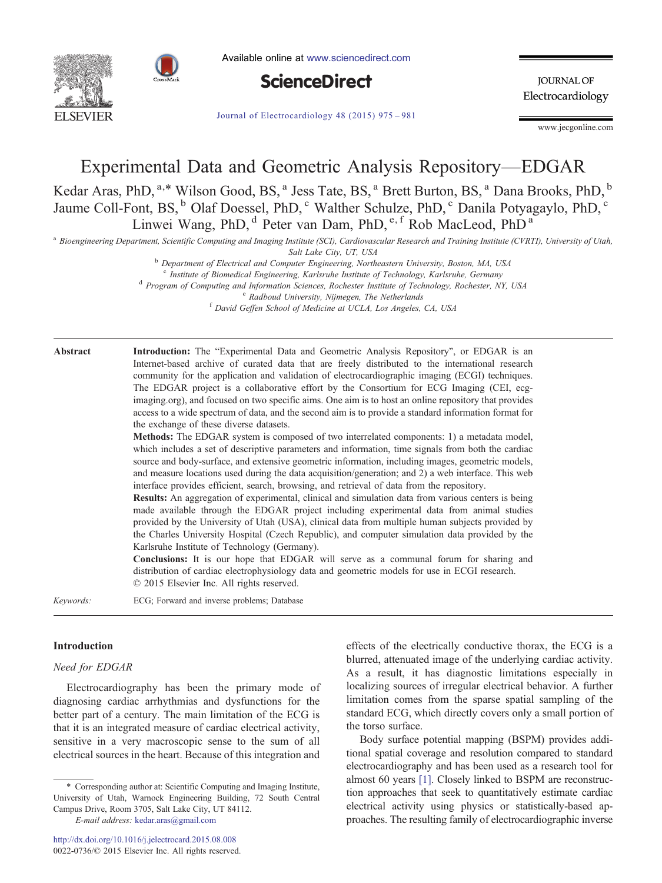# Experimental Data and Geometric Analysis Repository—EDGAR

Kedar Aras, PhD, [a,*] Wilson Good, BS, [a] Jess Tate, BS, [a] Brett Burton, BS, [a] Dana Brooks, PhD, [b] Jaume Coll-Font, BS, [b] Olaf Doessel, PhD, [c] Walther Schulze, PhD, [c] Danila Potyagaylo, PhD, [c] Linwei Wang, PhD, [d] Peter van Dam, PhD, [e,f] Rob MacLeod, PhD [a]

[a] *Bioengineering Department, Scientific Computing and Imaging Institute (SCI), Cardiovascular Research and Training Institute (CVRTI), University of Utah, Salt Lake City, UT, USA*

[b] *Department of Electrical and Computer Engineering, Northeastern University, Boston, MA, USA*

[c] *Institute of Biomedical Engineering, Karlsruhe Institute of Technology, Karlsruhe, Germany*

[d] *Program of Computing and Information Sciences, Rochester Institute of Technology, Rochester, NY, USA*

[e] *Radboud University, Nijmegen, The Netherlands*

[f] *David Geffen School of Medicine at UCLA, Los Angeles, CA, USA*

## Abstract

**Introduction:** The "Experimental Data and Geometric Analysis Repository", or EDGAR is an Internet-based archive of curated data that are freely distributed to the international research community for the application and validation of electrocardiographic imaging (ECGI) techniques. The EDGAR project is a collaborative effort by the Consortium for ECG Imaging (CEI, ecg-imaging.org), and focused on two specific aims. One aim is to host an online repository that provides access to a wide spectrum of data, and the second aim is to provide a standard information format for the exchange of these diverse datasets.

**Methods:** The EDGAR system is composed of two interrelated components: 1) a metadata model, which includes a set of descriptive parameters and information, time signals from both the cardiac source and body-surface, and extensive geometric information, including images, geometric models, and measure locations used during the data acquisition/generation; and 2) a web interface. This web interface provides efficient, search, browsing, and retrieval of data from the repository.

**Results:** An aggregation of experimental, clinical and simulation data from various centers is being made available through the EDGAR project including experimental data from animal studies provided by the University of Utah (USA), clinical data from multiple human subjects provided by the Charles University Hospital (Czech Republic), and computer simulation data provided by the Karlsruhe Institute of Technology (Germany).

**Conclusions:** It is our hope that EDGAR will serve as a communal forum for sharing and distribution of cardiac electrophysiology data and geometric models for use in ECGI research.

© 2015 Elsevier Inc. All rights reserved.

*Keywords:* ECG; Forward and inverse problems; Database

## Introduction

### *Need for EDGAR*

Electrocardiography has been the primary mode of diagnosing cardiac arrhythmias and dysfunctions for the better part of a century. The main limitation of the ECG is that it is an integrated measure of cardiac electrical activity, sensitive in a very macroscopic sense to the sum of all electrical sources in the heart. Because of this integration and effects of the electrically conductive thorax, the ECG is a blurred, attenuated image of the underlying cardiac activity. As a result, it has diagnostic limitations especially in localizing sources of irregular electrical behavior. A further limitation comes from the sparse spatial sampling of the standard ECG, which directly covers only a small portion of the torso surface.

Body surface potential mapping (BSPM) provides additional spatial coverage and resolution compared to standard electrocardiography and has been used as a research tool for almost 60 years [1]. Closely linked to BSPM are reconstruction approaches that seek to quantitatively estimate cardiac electrical activity using physics or statistically-based approaches. The resulting family of electrocardiographic inverse

\* Corresponding author at: Scientific Computing and Imaging Institute, University of Utah, Warnock Engineering Building, 72 South Central Campus Drive, Room 3705, Salt Lake City, UT 84112.

*E-mail address:* kedar.aras@gmail.com

http://dx.doi.org/10.1016/j.jelectrocard.2015.08.008
0022-0736/© 2015 Elsevier Inc. All rights reserved.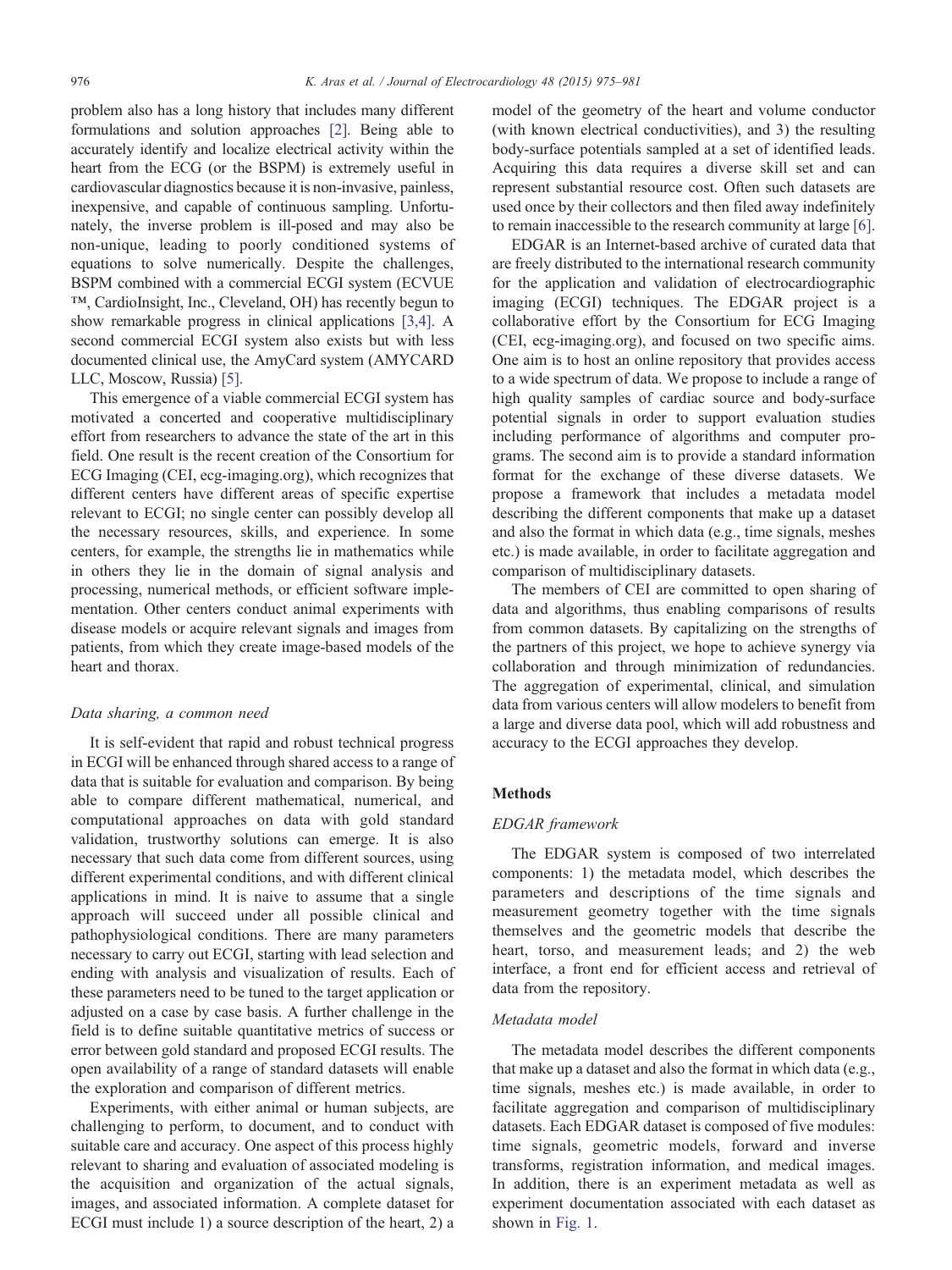problem also has a long history that includes many different formulations and solution approaches [2]. Being able to accurately identify and localize electrical activity within the heart from the ECG (or the BSPM) is extremely useful in cardiovascular diagnostics because it is non-invasive, painless, inexpensive, and capable of continuous sampling. Unfortunately, the inverse problem is ill-posed and may also be non-unique, leading to poorly conditioned systems of equations to solve numerically. Despite the challenges, BSPM combined with a commercial ECGI system (ECVUE ™, CardioInsight, Inc., Cleveland, OH) has recently begun to show remarkable progress in clinical applications [3,4]. A second commercial ECGI system also exists but with less documented clinical use, the AmyCard system (AMYCARD LLC, Moscow, Russia) [5].

This emergence of a viable commercial ECGI system has motivated a concerted and cooperative multidisciplinary effort from researchers to advance the state of the art in this field. One result is the recent creation of the Consortium for ECG Imaging (CEI, ecg-imaging.org), which recognizes that different centers have different areas of specific expertise relevant to ECGI; no single center can possibly develop all the necessary resources, skills, and experience. In some centers, for example, the strengths lie in mathematics while in others they lie in the domain of signal analysis and processing, numerical methods, or efficient software implementation. Other centers conduct animal experiments with disease models or acquire relevant signals and images from patients, from which they create image-based models of the heart and thorax.

### *Data sharing, a common need*

It is self-evident that rapid and robust technical progress in ECGI will be enhanced through shared access to a range of data that is suitable for evaluation and comparison. By being able to compare different mathematical, numerical, and computational approaches on data with gold standard validation, trustworthy solutions can emerge. It is also necessary that such data come from different sources, using different experimental conditions, and with different clinical applications in mind. It is naive to assume that a single approach will succeed under all possible clinical and pathophysiological conditions. There are many parameters necessary to carry out ECGI, starting with lead selection and ending with analysis and visualization of results. Each of these parameters need to be tuned to the target application or adjusted on a case by case basis. A further challenge in the field is to define suitable quantitative metrics of success or error between gold standard and proposed ECGI results. The open availability of a range of standard datasets will enable the exploration and comparison of different metrics.

Experiments, with either animal or human subjects, are challenging to perform, to document, and to conduct with suitable care and accuracy. One aspect of this process highly relevant to sharing and evaluation of associated modeling is the acquisition and organization of the actual signals, images, and associated information. A complete dataset for ECGI must include 1) a source description of the heart, 2) a model of the geometry of the heart and volume conductor (with known electrical conductivities), and 3) the resulting body-surface potentials sampled at a set of identified leads. Acquiring this data requires a diverse skill set and can represent substantial resource cost. Often such datasets are used once by their collectors and then filed away indefinitely to remain inaccessible to the research community at large [6].

EDGAR is an Internet-based archive of curated data that are freely distributed to the international research community for the application and validation of electrocardiographic imaging (ECGI) techniques. The EDGAR project is a collaborative effort by the Consortium for ECG Imaging (CEI, ecg-imaging.org), and focused on two specific aims. One aim is to host an online repository that provides access to a wide spectrum of data. We propose to include a range of high quality samples of cardiac source and body-surface potential signals in order to support evaluation studies including performance of algorithms and computer programs. The second aim is to provide a standard information format for the exchange of these diverse datasets. We propose a framework that includes a metadata model describing the different components that make up a dataset and also the format in which data (e.g., time signals, meshes etc.) is made available, in order to facilitate aggregation and comparison of multidisciplinary datasets.

The members of CEI are committed to open sharing of data and algorithms, thus enabling comparisons of results from common datasets. By capitalizing on the strengths of the partners of this project, we hope to achieve synergy via collaboration and through minimization of redundancies. The aggregation of experimental, clinical, and simulation data from various centers will allow modelers to benefit from a large and diverse data pool, which will add robustness and accuracy to the ECGI approaches they develop.

## Methods

### *EDGAR framework*

The EDGAR system is composed of two interrelated components: 1) the metadata model, which describes the parameters and descriptions of the time signals and measurement geometry together with the time signals themselves and the geometric models that describe the heart, torso, and measurement leads; and 2) the web interface, a front end for efficient access and retrieval of data from the repository.

### *Metadata model*

The metadata model describes the different components that make up a dataset and also the format in which data (e.g., time signals, meshes etc.) is made available, in order to facilitate aggregation and comparison of multidisciplinary datasets. Each EDGAR dataset is composed of five modules: time signals, geometric models, forward and inverse transforms, registration information, and medical images. In addition, there is an experiment metadata as well as experiment documentation associated with each dataset as shown in Fig. 1.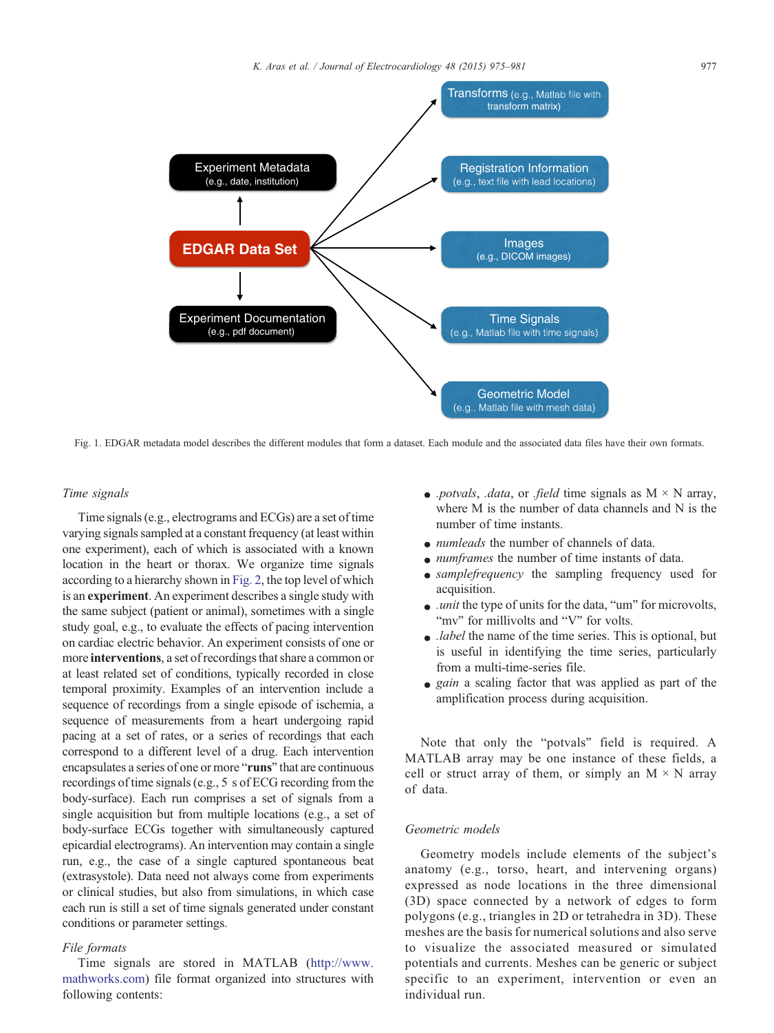Experiment Metadata
(e.g., date, institution)

EDGAR Data Set

Experiment Documentation
(e.g., pdf document)

Transforms (e.g., Matlab file with transform matrix)

Registration Information
(e.g., text file with lead locations)

Images
(e.g., DICOM images)

Time Signals
(e.g., Matlab file with time signals)

Geometric Model
(e.g., Matlab file with mesh data)

Fig. 1. EDGAR metadata model describes the different modules that form a dataset. Each module and the associated data files have their own formats.

### Time signals

Time signals (e.g., electrograms and ECGs) are a set of time varying signals sampled at a constant frequency (at least within one experiment), each of which is associated with a known location in the heart or thorax. We organize time signals according to a hierarchy shown in Fig. 2, the top level of which is an **experiment**. An experiment describes a single study with the same subject (patient or animal), sometimes with a single study goal, e.g., to evaluate the effects of pacing intervention on cardiac electric behavior. An experiment consists of one or more **interventions**, a set of recordings that share a common or at least related set of conditions, typically recorded in close temporal proximity. Examples of an intervention include a sequence of recordings from a single episode of ischemia, a sequence of measurements from a heart undergoing rapid pacing at a set of rates, or a series of recordings that each correspond to a different level of a drug. Each intervention encapsulates a series of one or more "**runs**" that are continuous recordings of time signals (e.g., 5 s of ECG recording from the body-surface). Each run comprises a set of signals from a single acquisition but from multiple locations (e.g., a set of body-surface ECGs together with simultaneously captured epicardial electrograms). An intervention may contain a single run, e.g., the case of a single captured spontaneous beat (extrasystole). Data need not always come from experiments or clinical studies, but also from simulations, in which case each run is still a set of time signals generated under constant conditions or parameter settings.

### File formats

Time signals are stored in MATLAB (http://www.mathworks.com) file format organized into structures with following contents:

- *.potvals*, *.data*, or *.field* time signals as M × N array, where M is the number of data channels and N is the number of time instants.
- *numleads* the number of channels of data.
- *numframes* the number of time instants of data.
- *samplefrequency* the sampling frequency used for acquisition.
- *.unit* the type of units for the data, "um" for microvolts, "mv" for millivolts and "V" for volts.
- *.label* the name of the time series. This is optional, but is useful in identifying the time series, particularly from a multi-time-series file.
- *gain* a scaling factor that was applied as part of the amplification process during acquisition.

Note that only the "potvals" field is required. A MATLAB array may be one instance of these fields, a cell or struct array of them, or simply an M × N array of data.

### Geometric models

Geometry models include elements of the subject's anatomy (e.g., torso, heart, and intervening organs) expressed as node locations in the three dimensional (3D) space connected by a network of edges to form polygons (e.g., triangles in 2D or tetrahedra in 3D). These meshes are the basis for numerical solutions and also serve to visualize the associated measured or simulated potentials and currents. Meshes can be generic or subject specific to an experiment, intervention or even an individual run.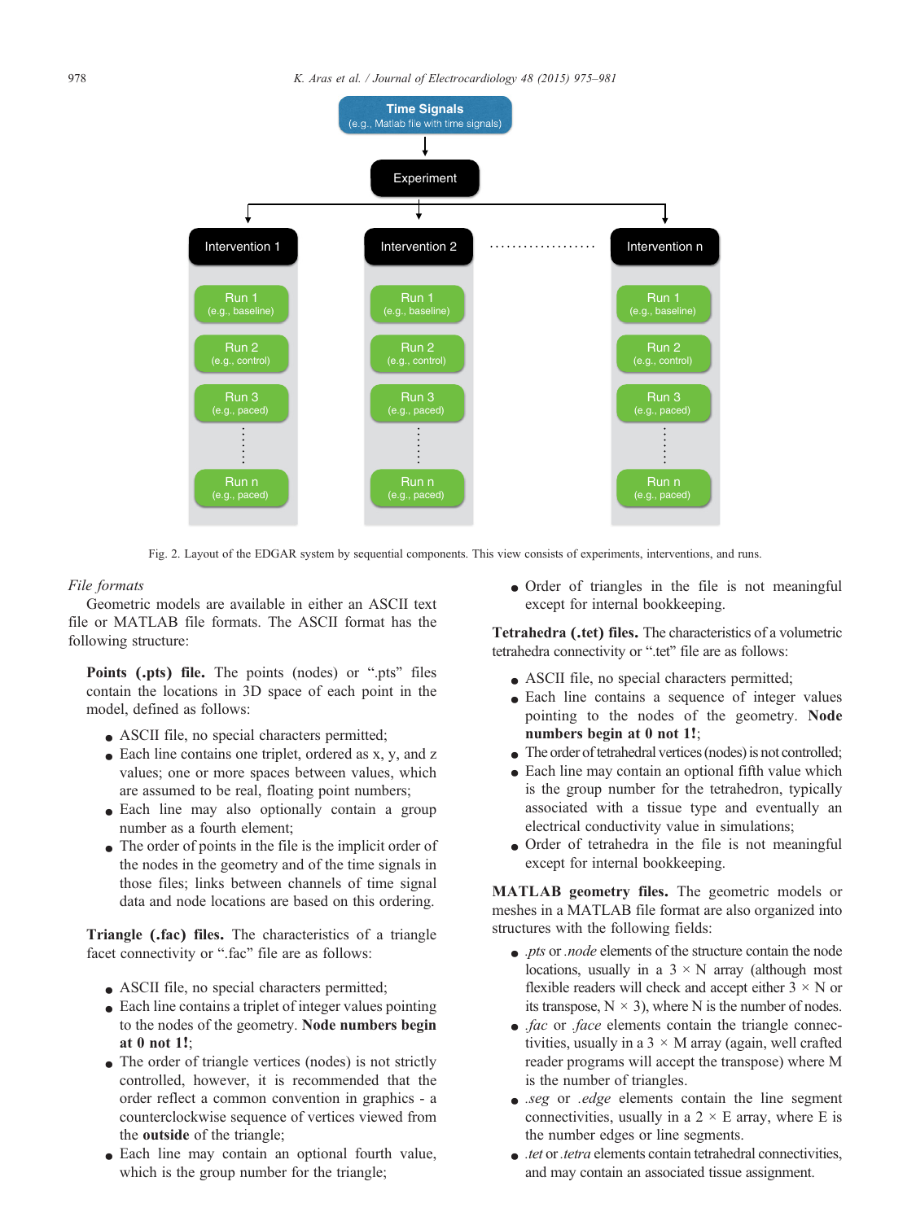Time Signals
(e.g., Matlab file with time signals)

Experiment

Intervention 1

Intervention 2

Intervention n

Run 1
(e.g., baseline)

Run 2
(e.g., control)

Run 3
(e.g., paced)

Run n
(e.g., paced)

Fig. 2. Layout of the EDGAR system by sequential components. This view consists of experiments, interventions, and runs.

*File formats*

Geometric models are available in either an ASCII text file or MATLAB file formats. The ASCII format has the following structure:

**Points (.pts) file.** The points (nodes) or ".pts" files contain the locations in 3D space of each point in the model, defined as follows:

- ASCII file, no special characters permitted;
- Each line contains one triplet, ordered as x, y, and z values; one or more spaces between values, which are assumed to be real, floating point numbers;
- Each line may also optionally contain a group number as a fourth element;
- The order of points in the file is the implicit order of the nodes in the geometry and of the time signals in those files; links between channels of time signal data and node locations are based on this ordering.

**Triangle (.fac) files.** The characteristics of a triangle facet connectivity or ".fac" file are as follows:

- ASCII file, no special characters permitted;
- Each line contains a triplet of integer values pointing to the nodes of the geometry. **Node numbers begin at 0 not 1!**;
- The order of triangle vertices (nodes) is not strictly controlled, however, it is recommended that the order reflect a common convention in graphics - a counterclockwise sequence of vertices viewed from the **outside** of the triangle;
- Each line may contain an optional fourth value, which is the group number for the triangle;
- Order of triangles in the file is not meaningful except for internal bookkeeping.

**Tetrahedra (.tet) files.** The characteristics of a volumetric tetrahedra connectivity or ".tet" file are as follows:

- ASCII file, no special characters permitted;
- Each line contains a sequence of integer values pointing to the nodes of the geometry. **Node numbers begin at 0 not 1!**;
- The order of tetrahedral vertices (nodes) is not controlled;
- Each line may contain an optional fifth value which is the group number for the tetrahedron, typically associated with a tissue type and eventually an electrical conductivity value in simulations;
- Order of tetrahedra in the file is not meaningful except for internal bookkeeping.

**MATLAB geometry files.** The geometric models or meshes in a MATLAB file format are also organized into structures with the following fields:

- *.pts* or *.node* elements of the structure contain the node locations, usually in a 3 × N array (although most flexible readers will check and accept either 3 × N or its transpose, N × 3), where N is the number of nodes.
- *.fac* or *.face* elements contain the triangle connectivities, usually in a 3 × M array (again, well crafted reader programs will accept the transpose) where M is the number of triangles.
- *.seg* or *.edge* elements contain the line segment connectivities, usually in a 2 × E array, where E is the number edges or line segments.
- *.tet* or *.tetra* elements contain tetrahedral connectivities, and may contain an associated tissue assignment.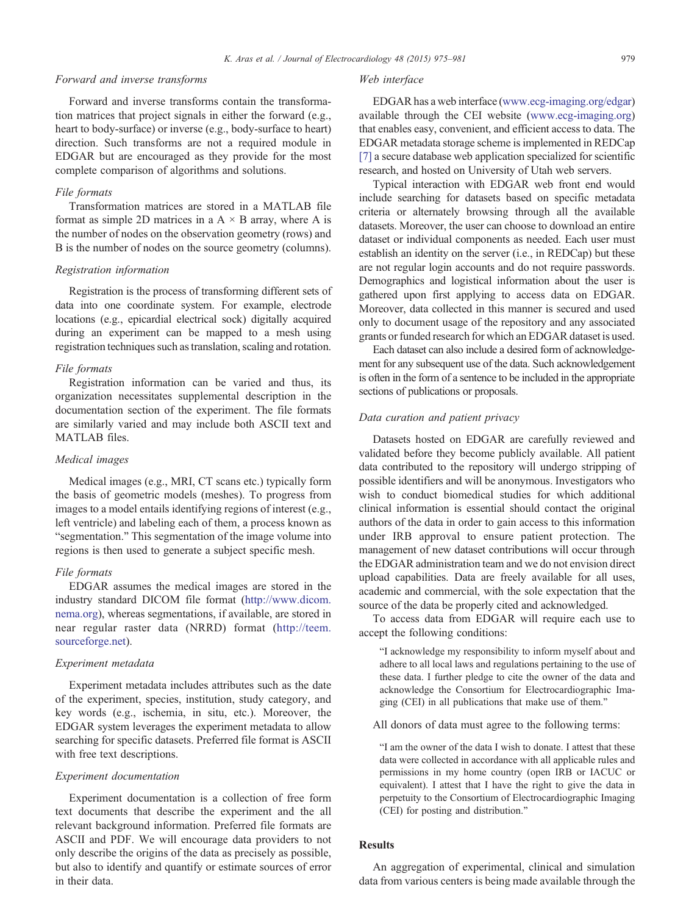### Forward and inverse transforms

Forward and inverse transforms contain the transformation matrices that project signals in either the forward (e.g., heart to body-surface) or inverse (e.g., body-surface to heart) direction. Such transforms are not a required module in EDGAR but are encouraged as they provide for the most complete comparison of algorithms and solutions.

#### File formats

Transformation matrices are stored in a MATLAB file format as simple 2D matrices in a $A \times B$ array, where A is the number of nodes on the observation geometry (rows) and B is the number of nodes on the source geometry (columns).

### Registration information

Registration is the process of transforming different sets of data into one coordinate system. For example, electrode locations (e.g., epicardial electrical sock) digitally acquired during an experiment can be mapped to a mesh using registration techniques such as translation, scaling and rotation.

#### File formats

Registration information can be varied and thus, its organization necessitates supplemental description in the documentation section of the experiment. The file formats are similarly varied and may include both ASCII text and MATLAB files.

### Medical images

Medical images (e.g., MRI, CT scans etc.) typically form the basis of geometric models (meshes). To progress from images to a model entails identifying regions of interest (e.g., left ventricle) and labeling each of them, a process known as "segmentation." This segmentation of the image volume into regions is then used to generate a subject specific mesh.

#### File formats

EDGAR assumes the medical images are stored in the industry standard DICOM file format (http://www.dicom.nema.org), whereas segmentations, if available, are stored in near regular raster data (NRRD) format (http://teem.sourceforge.net).

### Experiment metadata

Experiment metadata includes attributes such as the date of the experiment, species, institution, study category, and key words (e.g., ischemia, in situ, etc.). Moreover, the EDGAR system leverages the experiment metadata to allow searching for specific datasets. Preferred file format is ASCII with free text descriptions.

### Experiment documentation

Experiment documentation is a collection of free form text documents that describe the experiment and the all relevant background information. Preferred file formats are ASCII and PDF. We will encourage data providers to not only describe the origins of the data as precisely as possible, but also to identify and quantify or estimate sources of error in their data.

### Web interface

EDGAR has a web interface (www.ecg-imaging.org/edgar) available through the CEI website (www.ecg-imaging.org) that enables easy, convenient, and efficient access to data. The EDGAR metadata storage scheme is implemented in REDCap [7] a secure database web application specialized for scientific research, and hosted on University of Utah web servers.

Typical interaction with EDGAR web front end would include searching for datasets based on specific metadata criteria or alternately browsing through all the available datasets. Moreover, the user can choose to download an entire dataset or individual components as needed. Each user must establish an identity on the server (i.e., in REDCap) but these are not regular login accounts and do not require passwords. Demographics and logistical information about the user is gathered upon first applying to access data on EDGAR. Moreover, data collected in this manner is secured and used only to document usage of the repository and any associated grants or funded research for which an EDGAR dataset is used.

Each dataset can also include a desired form of acknowledgement for any subsequent use of the data. Such acknowledgement is often in the form of a sentence to be included in the appropriate sections of publications or proposals.

### Data curation and patient privacy

Datasets hosted on EDGAR are carefully reviewed and validated before they become publicly available. All patient data contributed to the repository will undergo stripping of possible identifiers and will be anonymous. Investigators who wish to conduct biomedical studies for which additional clinical information is essential should contact the original authors of the data in order to gain access to this information under IRB approval to ensure patient protection. The management of new dataset contributions will occur through the EDGAR administration team and we do not envision direct upload capabilities. Data are freely available for all uses, academic and commercial, with the sole expectation that the source of the data be properly cited and acknowledged.

To access data from EDGAR will require each use to accept the following conditions:

> "I acknowledge my responsibility to inform myself about and adhere to all local laws and regulations pertaining to the use of these data. I further pledge to cite the owner of the data and acknowledge the Consortium for Electrocardiographic Imaging (CEI) in all publications that make use of them."

All donors of data must agree to the following terms:

> "I am the owner of the data I wish to donate. I attest that these data were collected in accordance with all applicable rules and permissions in my home country (open IRB or IACUC or equivalent). I attest that I have the right to give the data in perpetuity to the Consortium of Electrocardiographic Imaging (CEI) for posting and distribution."

## Results

An aggregation of experimental, clinical and simulation data from various centers is being made available through the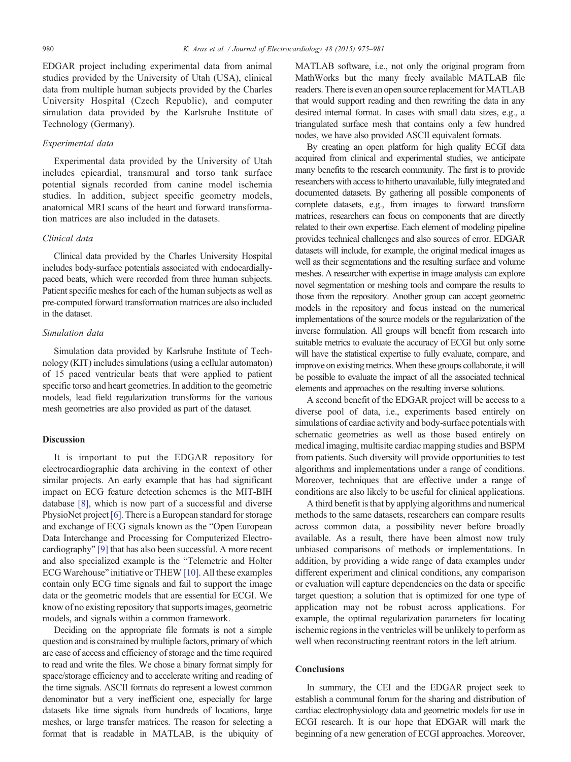EDGAR project including experimental data from animal studies provided by the University of Utah (USA), clinical data from multiple human subjects provided by the Charles University Hospital (Czech Republic), and computer simulation data provided by the Karlsruhe Institute of Technology (Germany).

### *Experimental data*

Experimental data provided by the University of Utah includes epicardial, transmural and torso tank surface potential signals recorded from canine model ischemia studies. In addition, subject specific geometry models, anatomical MRI scans of the heart and forward transformation matrices are also included in the datasets.

### *Clinical data*

Clinical data provided by the Charles University Hospital includes body-surface potentials associated with endocardially-paced beats, which were recorded from three human subjects. Patient specific meshes for each of the human subjects as well as pre-computed forward transformation matrices are also included in the dataset.

### *Simulation data*

Simulation data provided by Karlsruhe Institute of Technology (KIT) includes simulations (using a cellular automaton) of 15 paced ventricular beats that were applied to patient specific torso and heart geometries. In addition to the geometric models, lead field regularization transforms for the various mesh geometries are also provided as part of the dataset.

## Discussion

It is important to put the EDGAR repository for electrocardiographic data archiving in the context of other similar projects. An early example that has had significant impact on ECG feature detection schemes is the MIT-BIH database [8], which is now part of a successful and diverse PhysioNet project [6]. There is a European standard for storage and exchange of ECG signals known as the "Open European Data Interchange and Processing for Computerized Electrocardiography" [9] that has also been successful. A more recent and also specialized example is the "Telemetric and Holter ECG Warehouse" initiative or THEW [10]. All these examples contain only ECG time signals and fail to support the image data or the geometric models that are essential for ECGI. We know of no existing repository that supports images, geometric models, and signals within a common framework.

Deciding on the appropriate file formats is not a simple question and is constrained by multiple factors, primary of which are ease of access and efficiency of storage and the time required to read and write the files. We chose a binary format simply for space/storage efficiency and to accelerate writing and reading of the time signals. ASCII formats do represent a lowest common denominator but a very inefficient one, especially for large datasets like time signals from hundreds of locations, large meshes, or large transfer matrices. The reason for selecting a format that is readable in MATLAB, is the ubiquity of MATLAB software, i.e., not only the original program from MathWorks but the many freely available MATLAB file readers. There is even an open source replacement for MATLAB that would support reading and then rewriting the data in any desired internal format. In cases with small data sizes, e.g., a triangulated surface mesh that contains only a few hundred nodes, we have also provided ASCII equivalent formats.

By creating an open platform for high quality ECGI data acquired from clinical and experimental studies, we anticipate many benefits to the research community. The first is to provide researchers with access to hitherto unavailable, fully integrated and documented datasets. By gathering all possible components of complete datasets, e.g., from images to forward transform matrices, researchers can focus on components that are directly related to their own expertise. Each element of modeling pipeline provides technical challenges and also sources of error. EDGAR datasets will include, for example, the original medical images as well as their segmentations and the resulting surface and volume meshes. A researcher with expertise in image analysis can explore novel segmentation or meshing tools and compare the results to those from the repository. Another group can accept geometric models in the repository and focus instead on the numerical implementations of the source models or the regularization of the inverse formulation. All groups will benefit from research into suitable metrics to evaluate the accuracy of ECGI but only some will have the statistical expertise to fully evaluate, compare, and improve on existing metrics. When these groups collaborate, it will be possible to evaluate the impact of all the associated technical elements and approaches on the resulting inverse solutions.

A second benefit of the EDGAR project will be access to a diverse pool of data, i.e., experiments based entirely on simulations of cardiac activity and body-surface potentials with schematic geometries as well as those based entirely on medical imaging, multisite cardiac mapping studies and BSPM from patients. Such diversity will provide opportunities to test algorithms and implementations under a range of conditions. Moreover, techniques that are effective under a range of conditions are also likely to be useful for clinical applications.

A third benefit is that by applying algorithms and numerical methods to the same datasets, researchers can compare results across common data, a possibility never before broadly available. As a result, there have been almost now truly unbiased comparisons of methods or implementations. In addition, by providing a wide range of data examples under different experiment and clinical conditions, any comparison or evaluation will capture dependencies on the data or specific target question; a solution that is optimized for one type of application may not be robust across applications. For example, the optimal regularization parameters for locating ischemic regions in the ventricles will be unlikely to perform as well when reconstructing reentrant rotors in the left atrium.

## Conclusions

In summary, the CEI and the EDGAR project seek to establish a communal forum for the sharing and distribution of cardiac electrophysiology data and geometric models for use in ECGI research. It is our hope that EDGAR will mark the beginning of a new generation of ECGI approaches. Moreover,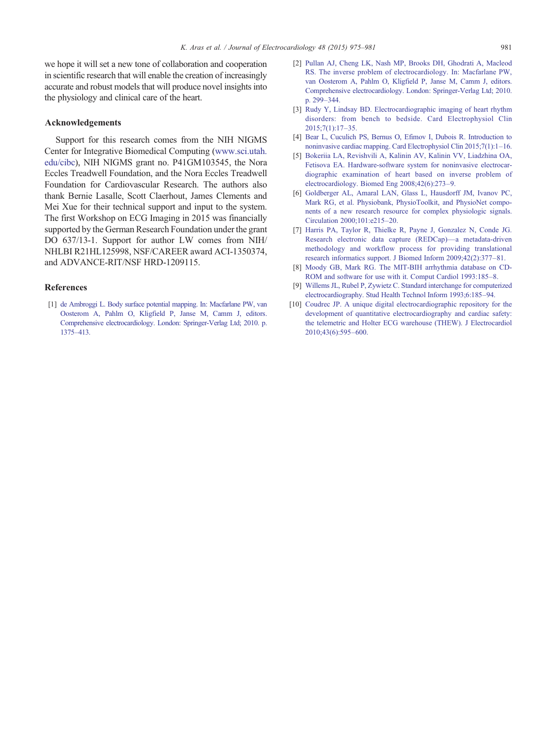we hope it will set a new tone of collaboration and cooperation in scientific research that will enable the creation of increasingly accurate and robust models that will produce novel insights into the physiology and clinical care of the heart.

## Acknowledgements

Support for this research comes from the NIH NIGMS Center for Integrative Biomedical Computing (www.sci.utah.edu/cibc), NIH NIGMS grant no. P41GM103545, the Nora Eccles Treadwell Foundation, and the Nora Eccles Treadwell Foundation for Cardiovascular Research. The authors also thank Bernie Lasalle, Scott Claerhout, James Clements and Mei Xue for their technical support and input to the system. The first Workshop on ECG Imaging in 2015 was financially supported by the German Research Foundation under the grant DO 637/13-1. Support for author LW comes from NIH/NHLBI R21HL125998, NSF/CAREER award ACI-1350374, and ADVANCE-RIT/NSF HRD-1209115.

## References

[1] de Ambroggi L. Body surface potential mapping. In: Macfarlane PW, van Oosterom A, Pahlm O, Kligfield P, Janse M, Camm J, editors. Comprehensive electrocardiology. London: Springer-Verlag Ltd; 2010. p. 1375–413.

[2] Pullan AJ, Cheng LK, Nash MP, Brooks DH, Ghodrati A, Macleod RS. The inverse problem of electrocardiology. In: Macfarlane PW, van Oosterom A, Pahlm O, Kligfield P, Janse M, Camm J, editors. Comprehensive electrocardiology. London: Springer-Verlag Ltd; 2010. p. 299–344.

[3] Rudy Y, Lindsay BD. Electrocardiographic imaging of heart rhythm disorders: from bench to bedside. Card Electrophysiol Clin 2015;7(1):17–35.

[4] Bear L, Cuculich PS, Bernus O, Efimov I, Dubois R. Introduction to noninvasive cardiac mapping. Card Electrophysiol Clin 2015;7(1):1–16.

[5] Bokeriia LA, Revishvili A, Kalinin AV, Kalinin VV, Liadzhina OA, Fetisova EA. Hardware-software system for noninvasive electrocardiographic examination of heart based on inverse problem of electrocardiology. Biomed Eng 2008;42(6):273–9.

[6] Goldberger AL, Amaral LAN, Glass L, Hausdorff JM, Ivanov PC, Mark RG, et al. Physiobank, PhysioToolkit, and PhysioNet components of a new research resource for complex physiologic signals. Circulation 2000;101:e215–20.

[7] Harris PA, Taylor R, Thielke R, Payne J, Gonzalez N, Conde JG. Research electronic data capture (REDCap)—a metadata-driven methodology and workflow process for providing translational research informatics support. J Biomed Inform 2009;42(2):377–81.

[8] Moody GB, Mark RG. The MIT-BIH arrhythmia database on CD-ROM and software for use with it. Comput Cardiol 1993:185–8.

[9] Willems JL, Rubel P, Zywietz C. Standard interchange for computerized electrocardiography. Stud Health Technol Inform 1993;6:185–94.

[10] Coudrec JP. A unique digital electrocardiographic repository for the development of quantitative electrocardiography and cardiac safety: the telemetric and Holter ECG warehouse (THEW). J Electrocardiol 2010;43(6):595–600.